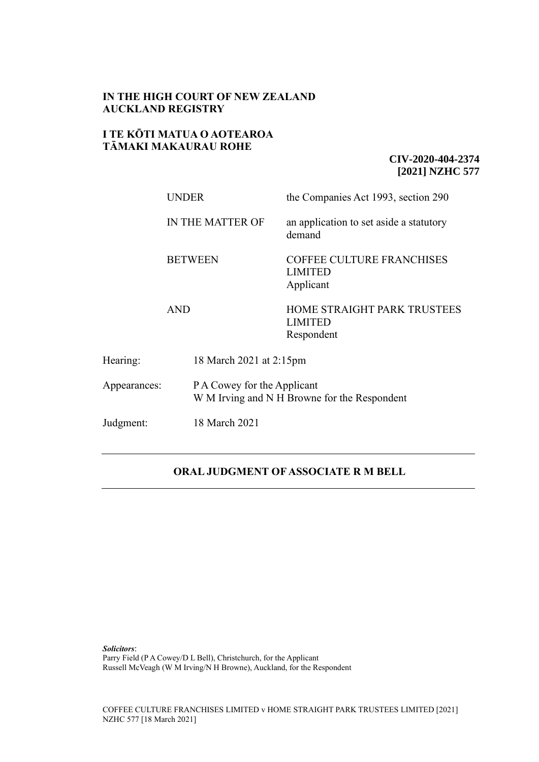**IN THE HIGH COURT OF NEW ZEALAND**
**AUCKLAND REGISTRY**

**I TE KŌTI MATUA O AOTEAROA**
**TĀMAKI MAKAURAU ROHE**

**CIV-2020-404-2374**
**[2021] NZHC 577**

| | |
|---|---|
| UNDER | the Companies Act 1993, section 290 |
| IN THE MATTER OF | an application to set aside a statutory demand |
| BETWEEN | COFFEE CULTURE FRANCHISES LIMITED<br>Applicant |
| AND | HOME STRAIGHT PARK TRUSTEES LIMITED<br>Respondent |

| | |
|---|---|
| Hearing: | 18 March 2021 at 2:15pm |
| Appearances: | P A Cowey for the Applicant<br>W M Irving and N H Browne for the Respondent |
| Judgment: | 18 March 2021 |

---

**ORAL JUDGMENT OF ASSOCIATE R M BELL**

---

***Solicitors***:
Parry Field (P A Cowey/D L Bell), Christchurch, for the Applicant
Russell McVeagh (W M Irving/N H Browne), Auckland, for the Respondent

COFFEE CULTURE FRANCHISES LIMITED v HOME STRAIGHT PARK TRUSTEES LIMITED [2021] NZHC 577 [18 March 2021]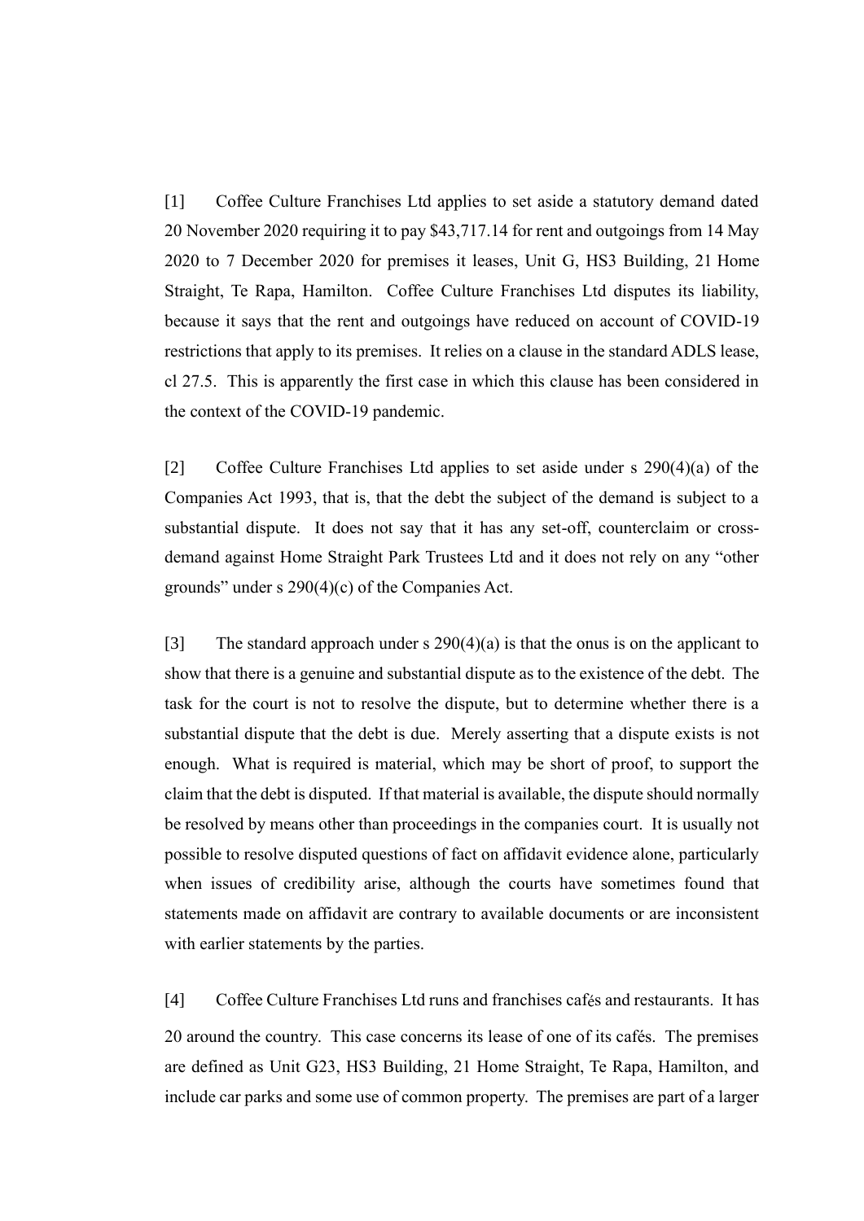[1] Coffee Culture Franchises Ltd applies to set aside a statutory demand dated 20 November 2020 requiring it to pay $43,717.14 for rent and outgoings from 14 May 2020 to 7 December 2020 for premises it leases, Unit G, HS3 Building, 21 Home Straight, Te Rapa, Hamilton. Coffee Culture Franchises Ltd disputes its liability, because it says that the rent and outgoings have reduced on account of COVID-19 restrictions that apply to its premises. It relies on a clause in the standard ADLS lease, cl 27.5. This is apparently the first case in which this clause has been considered in the context of the COVID-19 pandemic.

[2] Coffee Culture Franchises Ltd applies to set aside under s 290(4)(a) of the Companies Act 1993, that is, that the debt the subject of the demand is subject to a substantial dispute. It does not say that it has any set-off, counterclaim or cross-demand against Home Straight Park Trustees Ltd and it does not rely on any "other grounds" under s 290(4)(c) of the Companies Act.

[3] The standard approach under s 290(4)(a) is that the onus is on the applicant to show that there is a genuine and substantial dispute as to the existence of the debt. The task for the court is not to resolve the dispute, but to determine whether there is a substantial dispute that the debt is due. Merely asserting that a dispute exists is not enough. What is required is material, which may be short of proof, to support the claim that the debt is disputed. If that material is available, the dispute should normally be resolved by means other than proceedings in the companies court. It is usually not possible to resolve disputed questions of fact on affidavit evidence alone, particularly when issues of credibility arise, although the courts have sometimes found that statements made on affidavit are contrary to available documents or are inconsistent with earlier statements by the parties.

[4] Coffee Culture Franchises Ltd runs and franchises cafés and restaurants. It has 20 around the country. This case concerns its lease of one of its cafés. The premises are defined as Unit G23, HS3 Building, 21 Home Straight, Te Rapa, Hamilton, and include car parks and some use of common property. The premises are part of a larger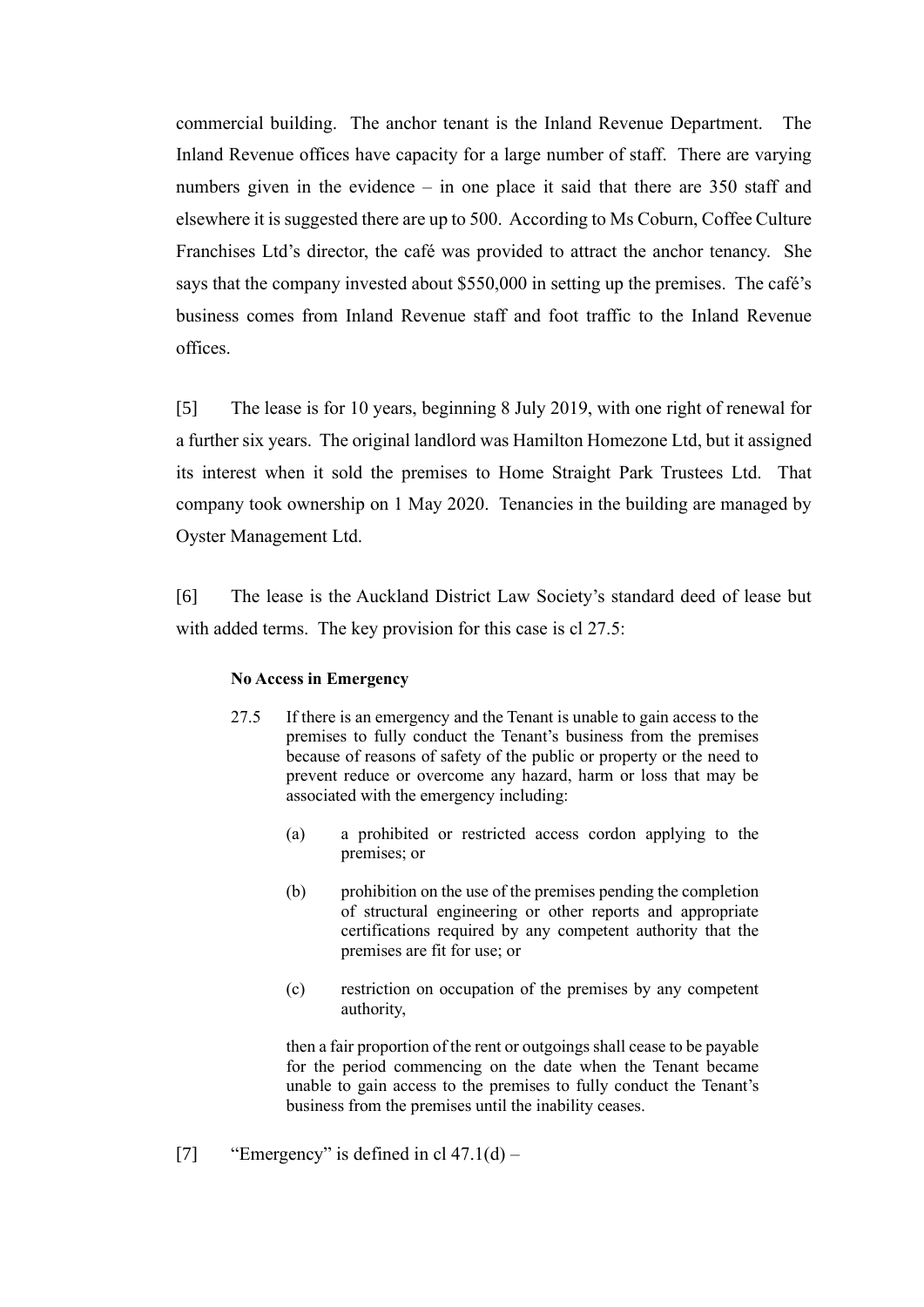commercial building. The anchor tenant is the Inland Revenue Department. The Inland Revenue offices have capacity for a large number of staff. There are varying numbers given in the evidence – in one place it said that there are 350 staff and elsewhere it is suggested there are up to 500. According to Ms Coburn, Coffee Culture Franchises Ltd's director, the café was provided to attract the anchor tenancy. She says that the company invested about $550,000 in setting up the premises. The café's business comes from Inland Revenue staff and foot traffic to the Inland Revenue offices.

[5] The lease is for 10 years, beginning 8 July 2019, with one right of renewal for a further six years. The original landlord was Hamilton Homezone Ltd, but it assigned its interest when it sold the premises to Home Straight Park Trustees Ltd. That company took ownership on 1 May 2020. Tenancies in the building are managed by Oyster Management Ltd.

[6] The lease is the Auckland District Law Society's standard deed of lease but with added terms. The key provision for this case is cl 27.5:

> **No Access in Emergency**
>
> 27.5 If there is an emergency and the Tenant is unable to gain access to the premises to fully conduct the Tenant's business from the premises because of reasons of safety of the public or property or the need to prevent reduce or overcome any hazard, harm or loss that may be associated with the emergency including:
>
> (a) a prohibited or restricted access cordon applying to the premises; or
>
> (b) prohibition on the use of the premises pending the completion of structural engineering or other reports and appropriate certifications required by any competent authority that the premises are fit for use; or
>
> (c) restriction on occupation of the premises by any competent authority,
>
> then a fair proportion of the rent or outgoings shall cease to be payable for the period commencing on the date when the Tenant became unable to gain access to the premises to fully conduct the Tenant's business from the premises until the inability ceases.

[7] "Emergency" is defined in cl 47.1(d) –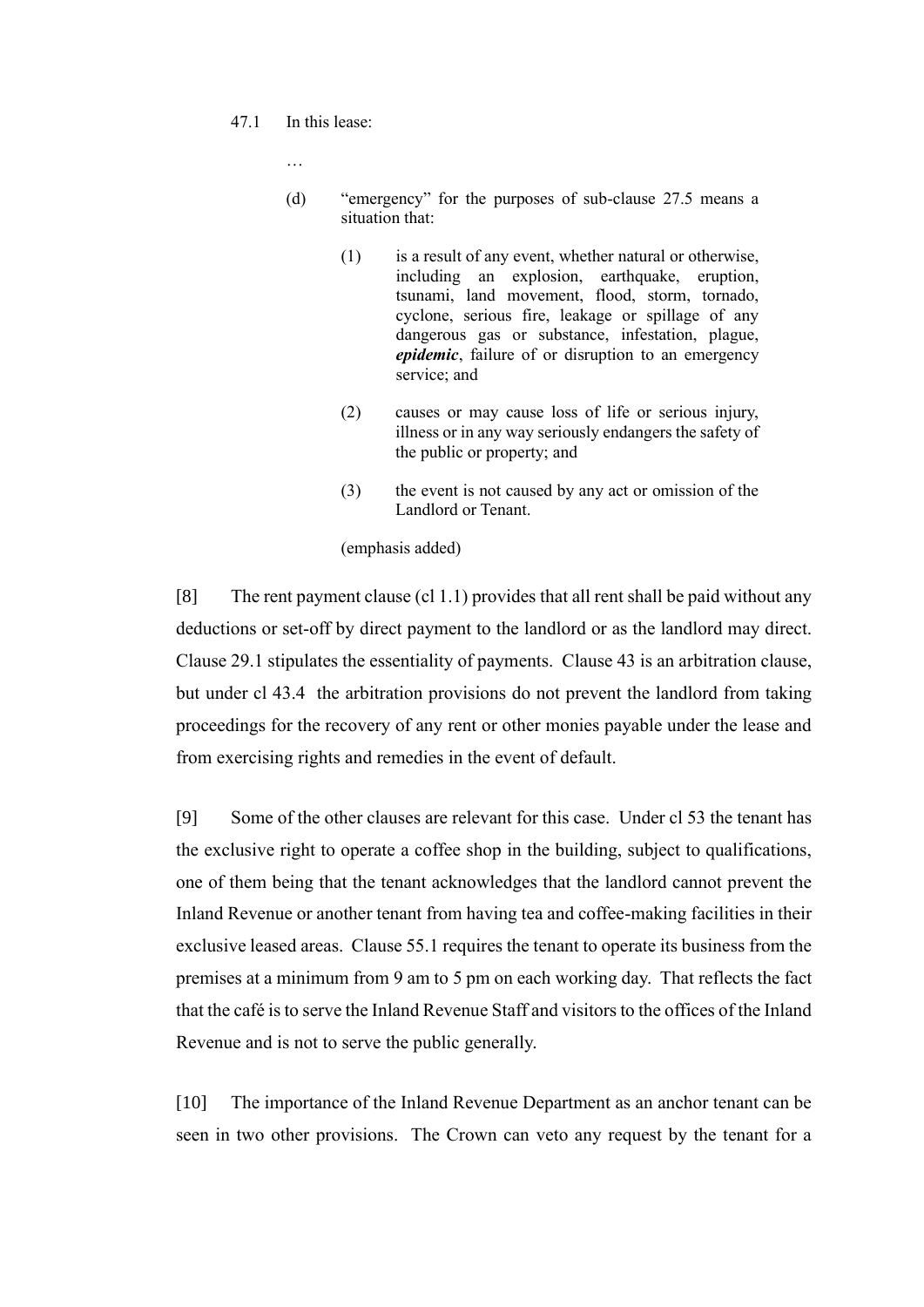47.1 In this lease:

…

(d) "emergency" for the purposes of sub-clause 27.5 means a situation that:

(1) is a result of any event, whether natural or otherwise, including an explosion, earthquake, eruption, tsunami, land movement, flood, storm, tornado, cyclone, serious fire, leakage or spillage of any dangerous gas or substance, infestation, plague, ***epidemic***, failure of or disruption to an emergency service; and

(2) causes or may cause loss of life or serious injury, illness or in any way seriously endangers the safety of the public or property; and

(3) the event is not caused by any act or omission of the Landlord or Tenant.

(emphasis added)

[8] The rent payment clause (cl 1.1) provides that all rent shall be paid without any deductions or set-off by direct payment to the landlord or as the landlord may direct. Clause 29.1 stipulates the essentiality of payments. Clause 43 is an arbitration clause, but under cl 43.4 the arbitration provisions do not prevent the landlord from taking proceedings for the recovery of any rent or other monies payable under the lease and from exercising rights and remedies in the event of default.

[9] Some of the other clauses are relevant for this case. Under cl 53 the tenant has the exclusive right to operate a coffee shop in the building, subject to qualifications, one of them being that the tenant acknowledges that the landlord cannot prevent the Inland Revenue or another tenant from having tea and coffee-making facilities in their exclusive leased areas. Clause 55.1 requires the tenant to operate its business from the premises at a minimum from 9 am to 5 pm on each working day. That reflects the fact that the café is to serve the Inland Revenue Staff and visitors to the offices of the Inland Revenue and is not to serve the public generally.

[10] The importance of the Inland Revenue Department as an anchor tenant can be seen in two other provisions. The Crown can veto any request by the tenant for a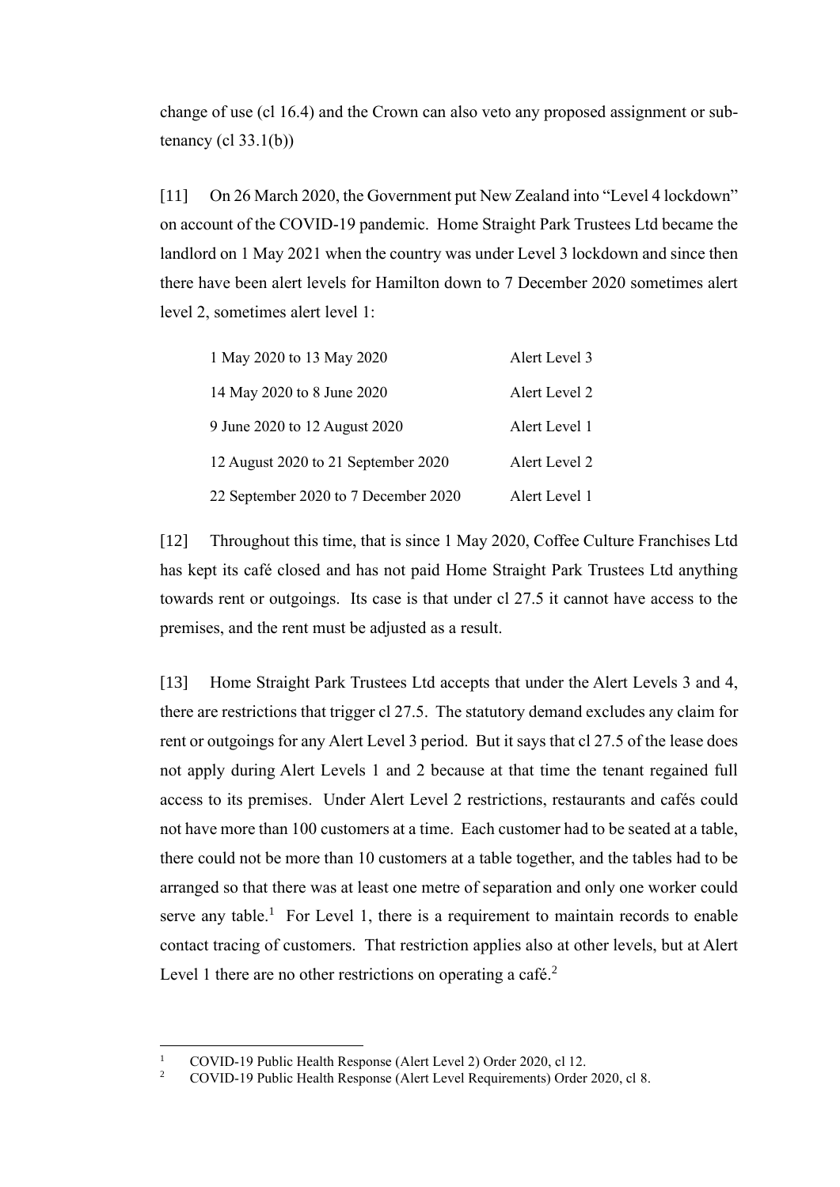change of use (cl 16.4) and the Crown can also veto any proposed assignment or sub-tenancy (cl 33.1(b))

[11] On 26 March 2020, the Government put New Zealand into "Level 4 lockdown" on account of the COVID-19 pandemic. Home Straight Park Trustees Ltd became the landlord on 1 May 2021 when the country was under Level 3 lockdown and since then there have been alert levels for Hamilton down to 7 December 2020 sometimes alert level 2, sometimes alert level 1:

| | |
|---|---|
| 1 May 2020 to 13 May 2020 | Alert Level 3 |
| 14 May 2020 to 8 June 2020 | Alert Level 2 |
| 9 June 2020 to 12 August 2020 | Alert Level 1 |
| 12 August 2020 to 21 September 2020 | Alert Level 2 |
| 22 September 2020 to 7 December 2020 | Alert Level 1 |

[12] Throughout this time, that is since 1 May 2020, Coffee Culture Franchises Ltd has kept its café closed and has not paid Home Straight Park Trustees Ltd anything towards rent or outgoings. Its case is that under cl 27.5 it cannot have access to the premises, and the rent must be adjusted as a result.

[13] Home Straight Park Trustees Ltd accepts that under the Alert Levels 3 and 4, there are restrictions that trigger cl 27.5. The statutory demand excludes any claim for rent or outgoings for any Alert Level 3 period. But it says that cl 27.5 of the lease does not apply during Alert Levels 1 and 2 because at that time the tenant regained full access to its premises. Under Alert Level 2 restrictions, restaurants and cafés could not have more than 100 customers at a time. Each customer had to be seated at a table, there could not be more than 10 customers at a table together, and the tables had to be arranged so that there was at least one metre of separation and only one worker could serve any table.[1] For Level 1, there is a requirement to maintain records to enable contact tracing of customers. That restriction applies also at other levels, but at Alert Level 1 there are no other restrictions on operating a café.[2]

[1] COVID-19 Public Health Response (Alert Level 2) Order 2020, cl 12.

[2] COVID-19 Public Health Response (Alert Level Requirements) Order 2020, cl 8.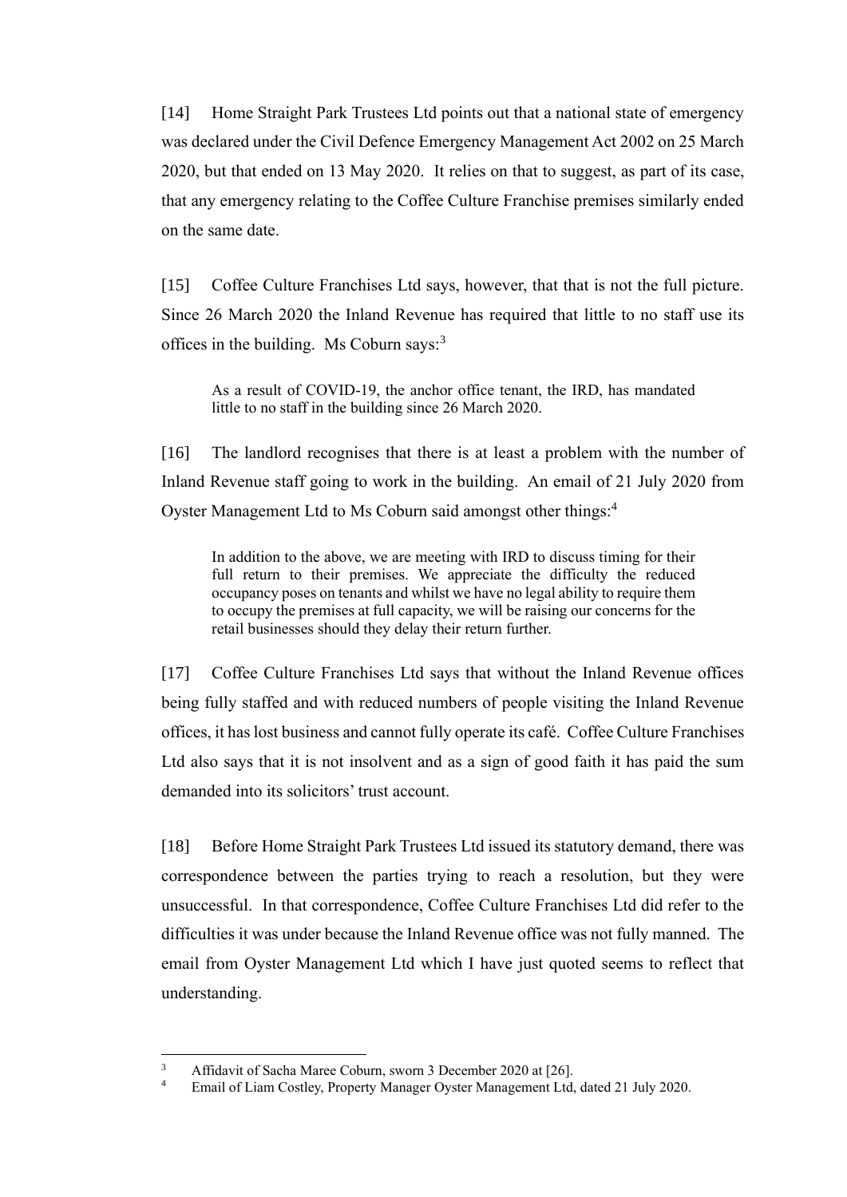[14] Home Straight Park Trustees Ltd points out that a national state of emergency was declared under the Civil Defence Emergency Management Act 2002 on 25 March 2020, but that ended on 13 May 2020. It relies on that to suggest, as part of its case, that any emergency relating to the Coffee Culture Franchise premises similarly ended on the same date.

[15] Coffee Culture Franchises Ltd says, however, that that is not the full picture. Since 26 March 2020 the Inland Revenue has required that little to no staff use its offices in the building. Ms Coburn says:[3]

> As a result of COVID-19, the anchor office tenant, the IRD, has mandated little to no staff in the building since 26 March 2020.

[16] The landlord recognises that there is at least a problem with the number of Inland Revenue staff going to work in the building. An email of 21 July 2020 from Oyster Management Ltd to Ms Coburn said amongst other things:[4]

> In addition to the above, we are meeting with IRD to discuss timing for their full return to their premises. We appreciate the difficulty the reduced occupancy poses on tenants and whilst we have no legal ability to require them to occupy the premises at full capacity, we will be raising our concerns for the retail businesses should they delay their return further.

[17] Coffee Culture Franchises Ltd says that without the Inland Revenue offices being fully staffed and with reduced numbers of people visiting the Inland Revenue offices, it has lost business and cannot fully operate its café. Coffee Culture Franchises Ltd also says that it is not insolvent and as a sign of good faith it has paid the sum demanded into its solicitors' trust account.

[18] Before Home Straight Park Trustees Ltd issued its statutory demand, there was correspondence between the parties trying to reach a resolution, but they were unsuccessful. In that correspondence, Coffee Culture Franchises Ltd did refer to the difficulties it was under because the Inland Revenue office was not fully manned. The email from Oyster Management Ltd which I have just quoted seems to reflect that understanding.

---

[3] Affidavit of Sacha Maree Coburn, sworn 3 December 2020 at [26].

[4] Email of Liam Costley, Property Manager Oyster Management Ltd, dated 21 July 2020.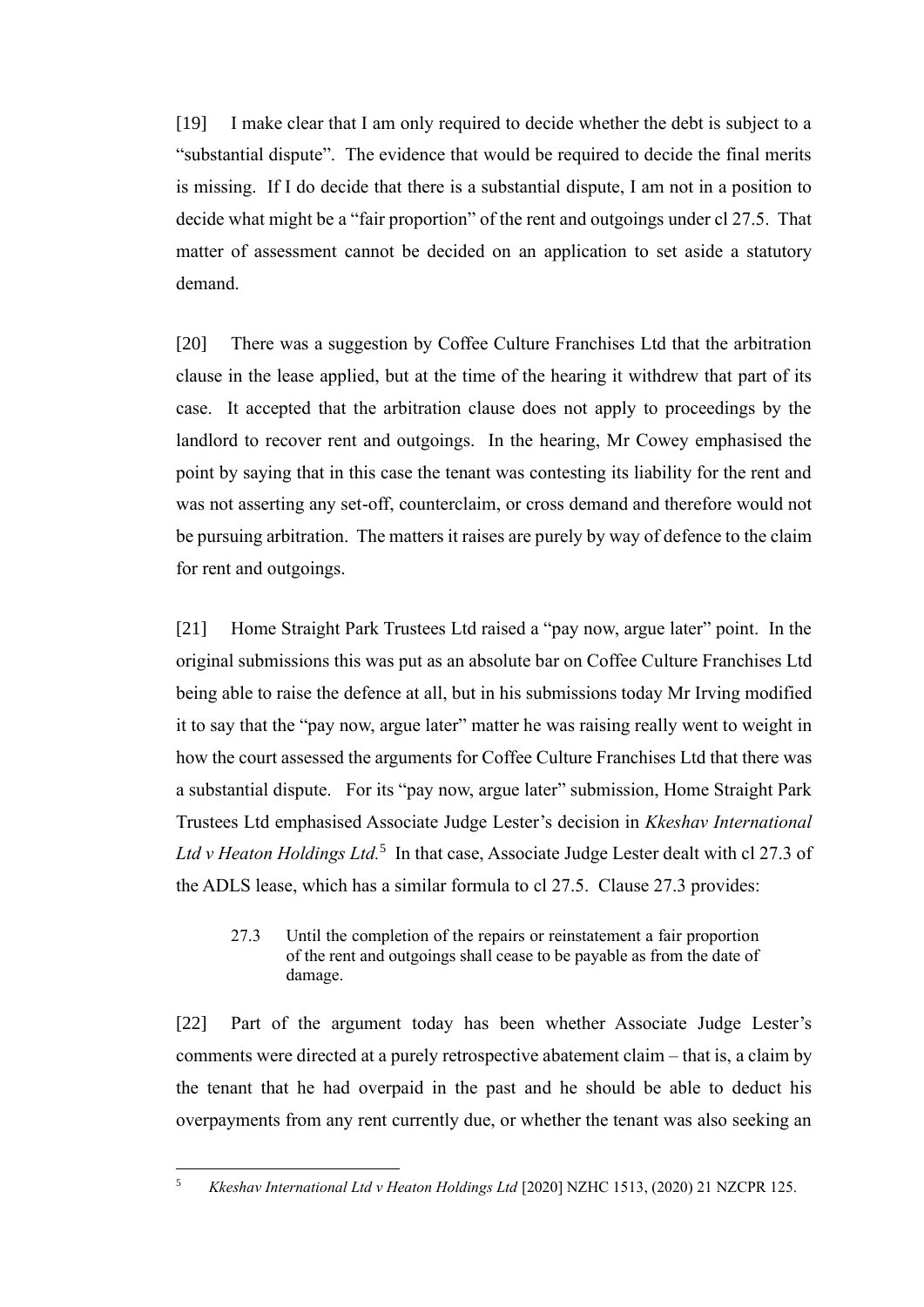[19] I make clear that I am only required to decide whether the debt is subject to a "substantial dispute". The evidence that would be required to decide the final merits is missing. If I do decide that there is a substantial dispute, I am not in a position to decide what might be a "fair proportion" of the rent and outgoings under cl 27.5. That matter of assessment cannot be decided on an application to set aside a statutory demand.

[20] There was a suggestion by Coffee Culture Franchises Ltd that the arbitration clause in the lease applied, but at the time of the hearing it withdrew that part of its case. It accepted that the arbitration clause does not apply to proceedings by the landlord to recover rent and outgoings. In the hearing, Mr Cowey emphasised the point by saying that in this case the tenant was contesting its liability for the rent and was not asserting any set-off, counterclaim, or cross demand and therefore would not be pursuing arbitration. The matters it raises are purely by way of defence to the claim for rent and outgoings.

[21] Home Straight Park Trustees Ltd raised a "pay now, argue later" point. In the original submissions this was put as an absolute bar on Coffee Culture Franchises Ltd being able to raise the defence at all, but in his submissions today Mr Irving modified it to say that the "pay now, argue later" matter he was raising really went to weight in how the court assessed the arguments for Coffee Culture Franchises Ltd that there was a substantial dispute. For its "pay now, argue later" submission, Home Straight Park Trustees Ltd emphasised Associate Judge Lester's decision in *Kkeshav International Ltd v Heaton Holdings Ltd.*[5] In that case, Associate Judge Lester dealt with cl 27.3 of the ADLS lease, which has a similar formula to cl 27.5. Clause 27.3 provides:

> 27.3 Until the completion of the repairs or reinstatement a fair proportion of the rent and outgoings shall cease to be payable as from the date of damage.

[22] Part of the argument today has been whether Associate Judge Lester's comments were directed at a purely retrospective abatement claim – that is, a claim by the tenant that he had overpaid in the past and he should be able to deduct his overpayments from any rent currently due, or whether the tenant was also seeking an

---

[5] *Kkeshav International Ltd v Heaton Holdings Ltd* [2020] NZHC 1513, (2020) 21 NZCPR 125.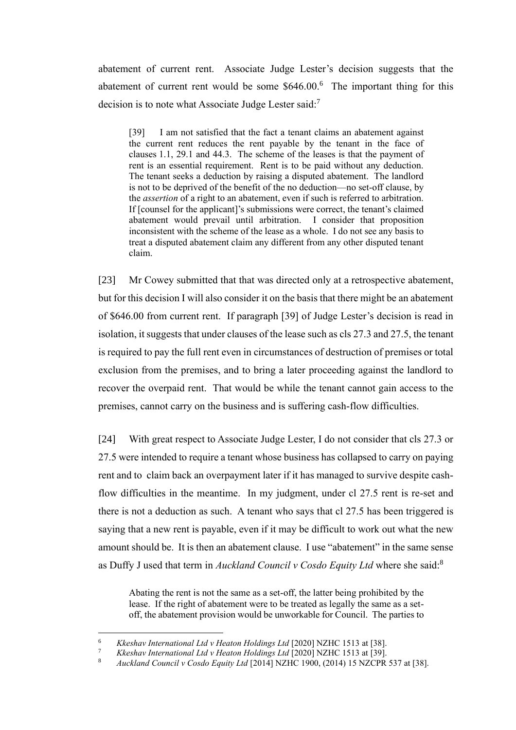abatement of current rent. Associate Judge Lester's decision suggests that the abatement of current rent would be some $646.00.[6] The important thing for this decision is to note what Associate Judge Lester said:[7]

> [39] I am not satisfied that the fact a tenant claims an abatement against the current rent reduces the rent payable by the tenant in the face of clauses 1.1, 29.1 and 44.3. The scheme of the leases is that the payment of rent is an essential requirement. Rent is to be paid without any deduction. The tenant seeks a deduction by raising a disputed abatement. The landlord is not to be deprived of the benefit of the no deduction—no set-off clause, by the *assertion* of a right to an abatement, even if such is referred to arbitration. If [counsel for the applicant]'s submissions were correct, the tenant's claimed abatement would prevail until arbitration. I consider that proposition inconsistent with the scheme of the lease as a whole. I do not see any basis to treat a disputed abatement claim any different from any other disputed tenant claim.

[23] Mr Cowey submitted that that was directed only at a retrospective abatement, but for this decision I will also consider it on the basis that there might be an abatement of $646.00 from current rent. If paragraph [39] of Judge Lester's decision is read in isolation, it suggests that under clauses of the lease such as cls 27.3 and 27.5, the tenant is required to pay the full rent even in circumstances of destruction of premises or total exclusion from the premises, and to bring a later proceeding against the landlord to recover the overpaid rent. That would be while the tenant cannot gain access to the premises, cannot carry on the business and is suffering cash-flow difficulties.

[24] With great respect to Associate Judge Lester, I do not consider that cls 27.3 or 27.5 were intended to require a tenant whose business has collapsed to carry on paying rent and to claim back an overpayment later if it has managed to survive despite cash-flow difficulties in the meantime. In my judgment, under cl 27.5 rent is re-set and there is not a deduction as such. A tenant who says that cl 27.5 has been triggered is saying that a new rent is payable, even if it may be difficult to work out what the new amount should be. It is then an abatement clause. I use "abatement" in the same sense as Duffy J used that term in *Auckland Council v Cosdo Equity Ltd* where she said:[8]

> Abating the rent is not the same as a set-off, the latter being prohibited by the lease. If the right of abatement were to be treated as legally the same as a set-off, the abatement provision would be unworkable for Council. The parties to

---

[6] *Kkeshav International Ltd v Heaton Holdings Ltd* [2020] NZHC 1513 at [38].

[7] *Kkeshav International Ltd v Heaton Holdings Ltd* [2020] NZHC 1513 at [39].

[8] *Auckland Council v Cosdo Equity Ltd* [2014] NZHC 1900, (2014) 15 NZCPR 537 at [38].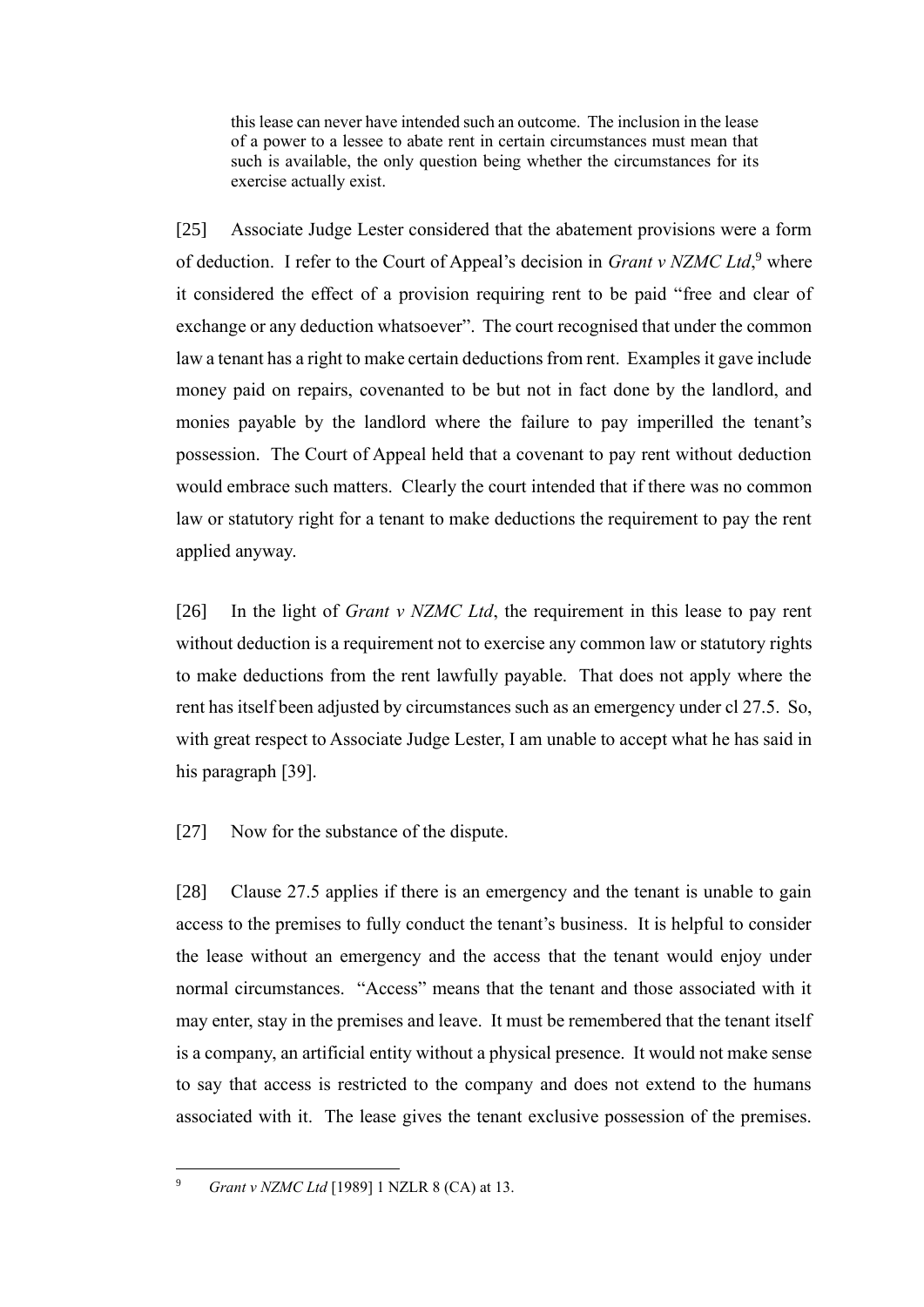> this lease can never have intended such an outcome. The inclusion in the lease of a power to a lessee to abate rent in certain circumstances must mean that such is available, the only question being whether the circumstances for its exercise actually exist.

[25] Associate Judge Lester considered that the abatement provisions were a form of deduction. I refer to the Court of Appeal's decision in *Grant v NZMC Ltd*,[9] where it considered the effect of a provision requiring rent to be paid "free and clear of exchange or any deduction whatsoever". The court recognised that under the common law a tenant has a right to make certain deductions from rent. Examples it gave include money paid on repairs, covenanted to be but not in fact done by the landlord, and monies payable by the landlord where the failure to pay imperilled the tenant's possession. The Court of Appeal held that a covenant to pay rent without deduction would embrace such matters. Clearly the court intended that if there was no common law or statutory right for a tenant to make deductions the requirement to pay the rent applied anyway.

[26] In the light of *Grant v NZMC Ltd*, the requirement in this lease to pay rent without deduction is a requirement not to exercise any common law or statutory rights to make deductions from the rent lawfully payable. That does not apply where the rent has itself been adjusted by circumstances such as an emergency under cl 27.5. So, with great respect to Associate Judge Lester, I am unable to accept what he has said in his paragraph [39].

[27] Now for the substance of the dispute.

[28] Clause 27.5 applies if there is an emergency and the tenant is unable to gain access to the premises to fully conduct the tenant's business. It is helpful to consider the lease without an emergency and the access that the tenant would enjoy under normal circumstances. "Access" means that the tenant and those associated with it may enter, stay in the premises and leave. It must be remembered that the tenant itself is a company, an artificial entity without a physical presence. It would not make sense to say that access is restricted to the company and does not extend to the humans associated with it. The lease gives the tenant exclusive possession of the premises.

---

[9] *Grant v NZMC Ltd* [1989] 1 NZLR 8 (CA) at 13.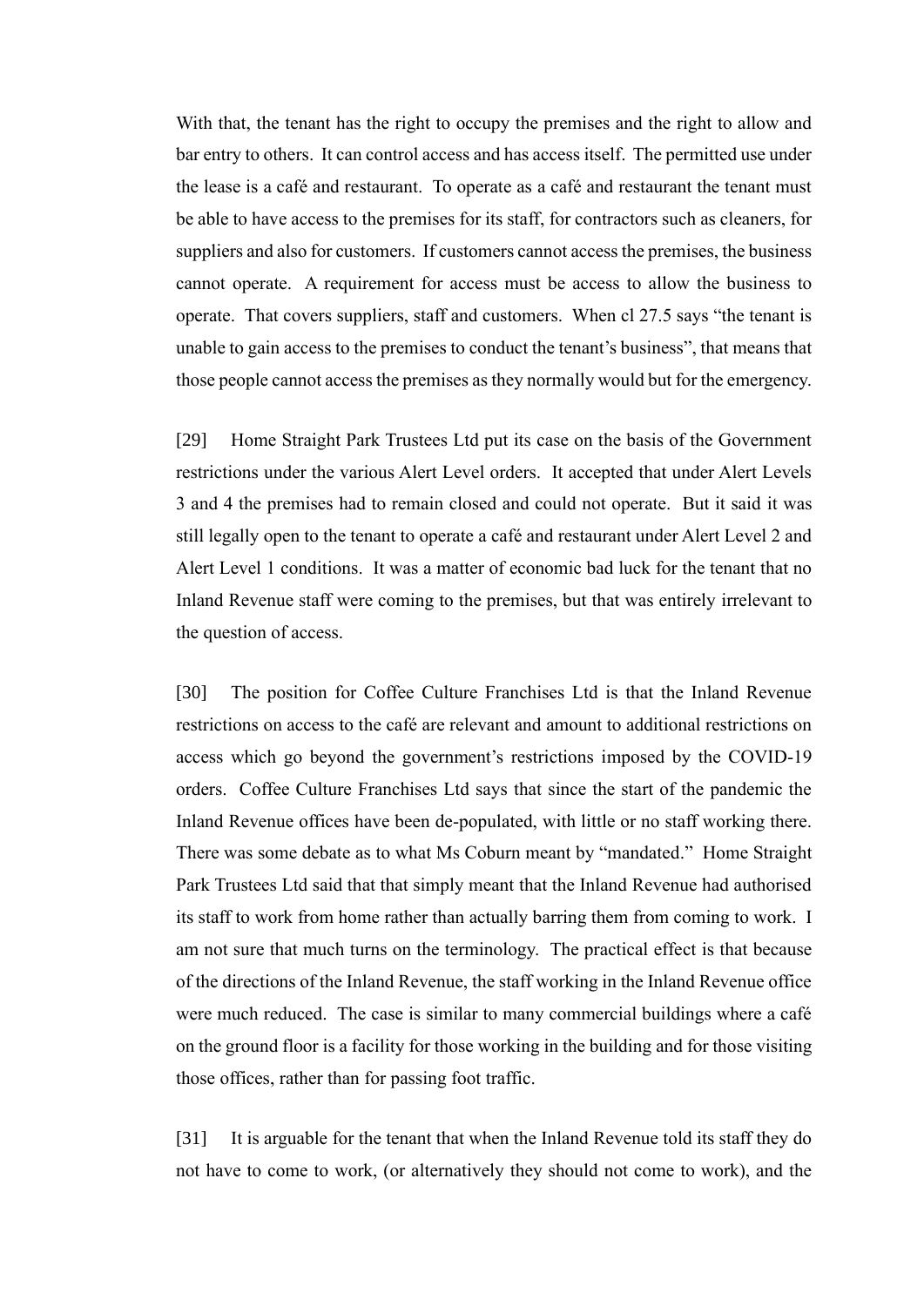With that, the tenant has the right to occupy the premises and the right to allow and bar entry to others. It can control access and has access itself. The permitted use under the lease is a café and restaurant. To operate as a café and restaurant the tenant must be able to have access to the premises for its staff, for contractors such as cleaners, for suppliers and also for customers. If customers cannot access the premises, the business cannot operate. A requirement for access must be access to allow the business to operate. That covers suppliers, staff and customers. When cl 27.5 says "the tenant is unable to gain access to the premises to conduct the tenant's business", that means that those people cannot access the premises as they normally would but for the emergency.

[29] Home Straight Park Trustees Ltd put its case on the basis of the Government restrictions under the various Alert Level orders. It accepted that under Alert Levels 3 and 4 the premises had to remain closed and could not operate. But it said it was still legally open to the tenant to operate a café and restaurant under Alert Level 2 and Alert Level 1 conditions. It was a matter of economic bad luck for the tenant that no Inland Revenue staff were coming to the premises, but that was entirely irrelevant to the question of access.

[30] The position for Coffee Culture Franchises Ltd is that the Inland Revenue restrictions on access to the café are relevant and amount to additional restrictions on access which go beyond the government's restrictions imposed by the COVID-19 orders. Coffee Culture Franchises Ltd says that since the start of the pandemic the Inland Revenue offices have been de-populated, with little or no staff working there. There was some debate as to what Ms Coburn meant by "mandated." Home Straight Park Trustees Ltd said that that simply meant that the Inland Revenue had authorised its staff to work from home rather than actually barring them from coming to work. I am not sure that much turns on the terminology. The practical effect is that because of the directions of the Inland Revenue, the staff working in the Inland Revenue office were much reduced. The case is similar to many commercial buildings where a café on the ground floor is a facility for those working in the building and for those visiting those offices, rather than for passing foot traffic.

[31] It is arguable for the tenant that when the Inland Revenue told its staff they do not have to come to work, (or alternatively they should not come to work), and the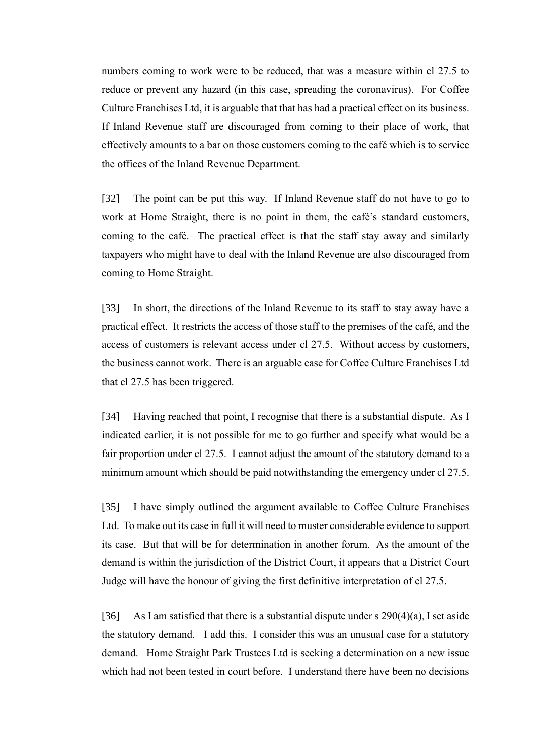numbers coming to work were to be reduced, that was a measure within cl 27.5 to reduce or prevent any hazard (in this case, spreading the coronavirus). For Coffee Culture Franchises Ltd, it is arguable that that has had a practical effect on its business. If Inland Revenue staff are discouraged from coming to their place of work, that effectively amounts to a bar on those customers coming to the café which is to service the offices of the Inland Revenue Department.

[32] The point can be put this way. If Inland Revenue staff do not have to go to work at Home Straight, there is no point in them, the café's standard customers, coming to the café. The practical effect is that the staff stay away and similarly taxpayers who might have to deal with the Inland Revenue are also discouraged from coming to Home Straight.

[33] In short, the directions of the Inland Revenue to its staff to stay away have a practical effect. It restricts the access of those staff to the premises of the café, and the access of customers is relevant access under cl 27.5. Without access by customers, the business cannot work. There is an arguable case for Coffee Culture Franchises Ltd that cl 27.5 has been triggered.

[34] Having reached that point, I recognise that there is a substantial dispute. As I indicated earlier, it is not possible for me to go further and specify what would be a fair proportion under cl 27.5. I cannot adjust the amount of the statutory demand to a minimum amount which should be paid notwithstanding the emergency under cl 27.5.

[35] I have simply outlined the argument available to Coffee Culture Franchises Ltd. To make out its case in full it will need to muster considerable evidence to support its case. But that will be for determination in another forum. As the amount of the demand is within the jurisdiction of the District Court, it appears that a District Court Judge will have the honour of giving the first definitive interpretation of cl 27.5.

[36] As I am satisfied that there is a substantial dispute under s 290(4)(a), I set aside the statutory demand. I add this. I consider this was an unusual case for a statutory demand. Home Straight Park Trustees Ltd is seeking a determination on a new issue which had not been tested in court before. I understand there have been no decisions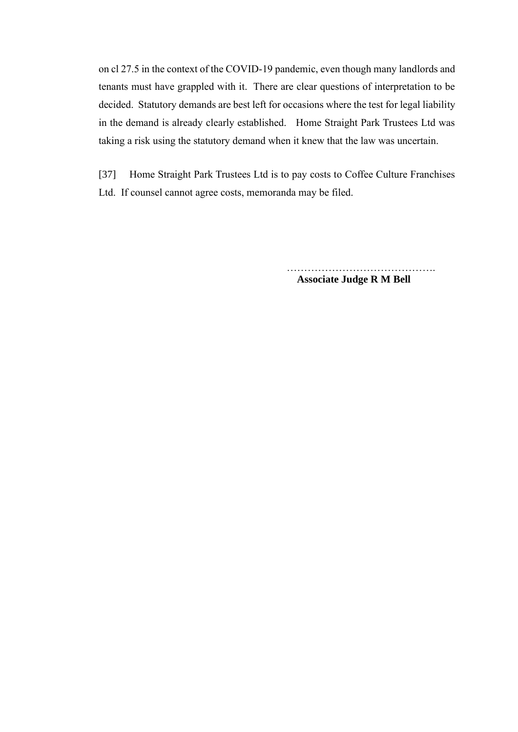on cl 27.5 in the context of the COVID-19 pandemic, even though many landlords and tenants must have grappled with it. There are clear questions of interpretation to be decided. Statutory demands are best left for occasions where the test for legal liability in the demand is already clearly established. Home Straight Park Trustees Ltd was taking a risk using the statutory demand when it knew that the law was uncertain.

[37] Home Straight Park Trustees Ltd is to pay costs to Coffee Culture Franchises Ltd. If counsel cannot agree costs, memoranda may be filed.

…………………………………….

**Associate Judge R M Bell**